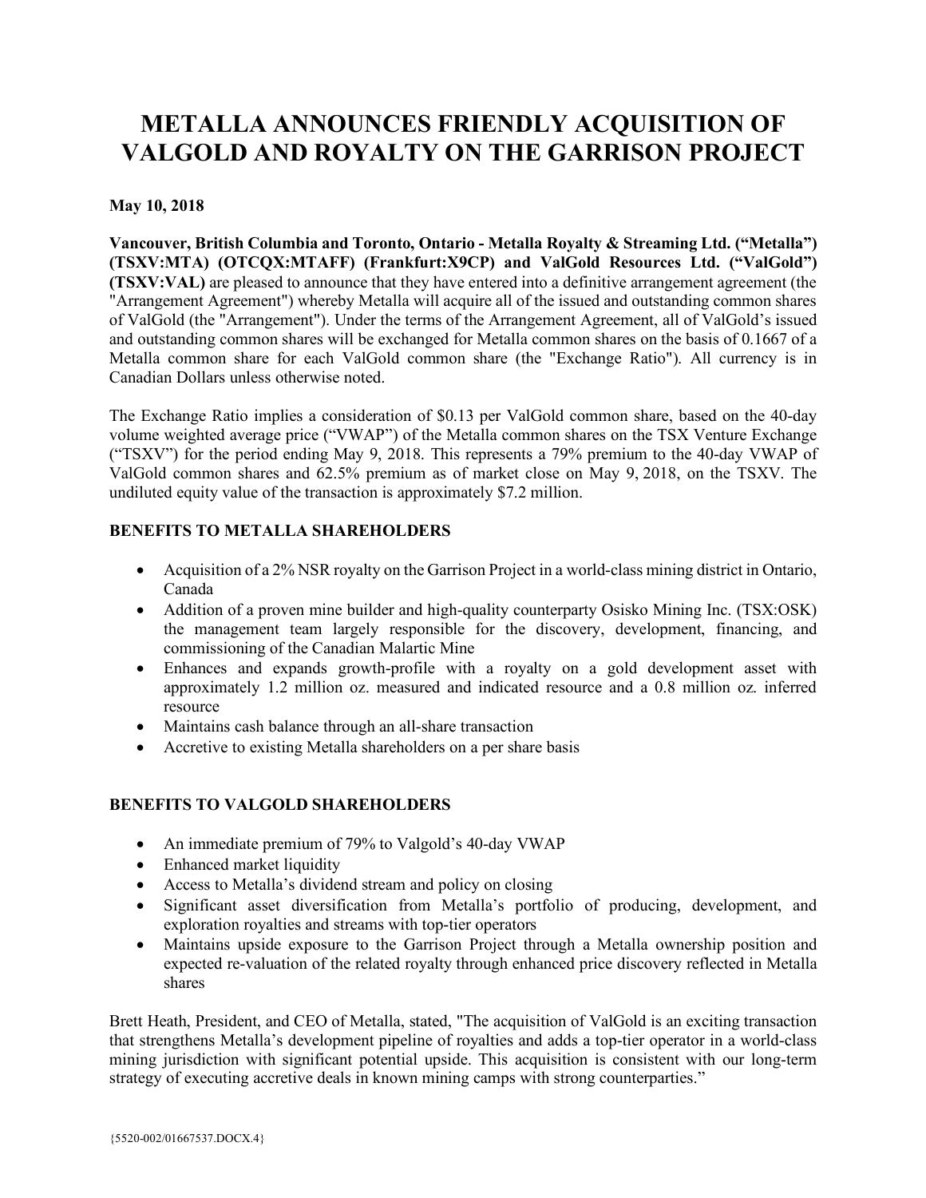# METALLA ANNOUNCES FRIENDLY ACQUISITION OF VALGOLD AND ROYALTY ON THE GARRISON PROJECT

**May 10, 2018**

**Vancouver, British Columbia and Toronto, Ontario - Metalla Royalty & Streaming Ltd. ("Metalla") (TSXV:MTA) (OTCQX:MTAFF) (Frankfurt:X9CP) and ValGold Resources Ltd. ("ValGold") (TSXV:VAL)** are pleased to announce that they have entered into a definitive arrangement agreement (the "Arrangement Agreement") whereby Metalla will acquire all of the issued and outstanding common shares of ValGold (the "Arrangement"). Under the terms of the Arrangement Agreement, all of ValGold's issued and outstanding common shares will be exchanged for Metalla common shares on the basis of 0.1667 of a Metalla common share for each ValGold common share (the "Exchange Ratio"). All currency is in Canadian Dollars unless otherwise noted.

The Exchange Ratio implies a consideration of $0.13 per ValGold common share, based on the 40-day volume weighted average price ("VWAP") of the Metalla common shares on the TSX Venture Exchange ("TSXV") for the period ending May 9, 2018. This represents a 79% premium to the 40-day VWAP of ValGold common shares and 62.5% premium as of market close on May 9, 2018, on the TSXV. The undiluted equity value of the transaction is approximately $7.2 million.

**BENEFITS TO METALLA SHAREHOLDERS**

- Acquisition of a 2% NSR royalty on the Garrison Project in a world-class mining district in Ontario, Canada
- Addition of a proven mine builder and high-quality counterparty Osisko Mining Inc. (TSX:OSK) the management team largely responsible for the discovery, development, financing, and commissioning of the Canadian Malartic Mine
- Enhances and expands growth-profile with a royalty on a gold development asset with approximately 1.2 million oz. measured and indicated resource and a 0.8 million oz. inferred resource
- Maintains cash balance through an all-share transaction
- Accretive to existing Metalla shareholders on a per share basis

**BENEFITS TO VALGOLD SHAREHOLDERS**

- An immediate premium of 79% to Valgold's 40-day VWAP
- Enhanced market liquidity
- Access to Metalla's dividend stream and policy on closing
- Significant asset diversification from Metalla's portfolio of producing, development, and exploration royalties and streams with top-tier operators
- Maintains upside exposure to the Garrison Project through a Metalla ownership position and expected re-valuation of the related royalty through enhanced price discovery reflected in Metalla shares

Brett Heath, President, and CEO of Metalla, stated, "The acquisition of ValGold is an exciting transaction that strengthens Metalla's development pipeline of royalties and adds a top-tier operator in a world-class mining jurisdiction with significant potential upside. This acquisition is consistent with our long-term strategy of executing accretive deals in known mining camps with strong counterparties."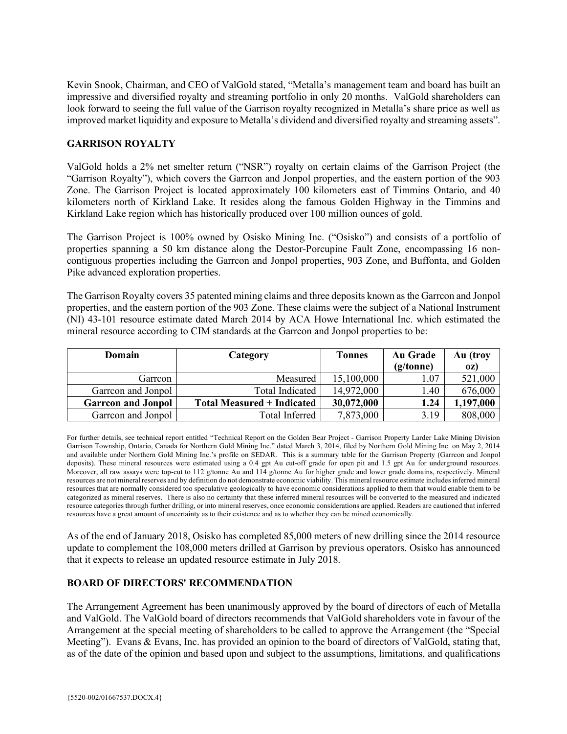Kevin Snook, Chairman, and CEO of ValGold stated, "Metalla's management team and board has built an impressive and diversified royalty and streaming portfolio in only 20 months. ValGold shareholders can look forward to seeing the full value of the Garrison royalty recognized in Metalla's share price as well as improved market liquidity and exposure to Metalla's dividend and diversified royalty and streaming assets".

## GARRISON ROYALTY

ValGold holds a 2% net smelter return ("NSR") royalty on certain claims of the Garrison Project (the "Garrison Royalty"), which covers the Garrcon and Jonpol properties, and the eastern portion of the 903 Zone. The Garrison Project is located approximately 100 kilometers east of Timmins Ontario, and 40 kilometers north of Kirkland Lake. It resides along the famous Golden Highway in the Timmins and Kirkland Lake region which has historically produced over 100 million ounces of gold.

The Garrison Project is 100% owned by Osisko Mining Inc. ("Osisko") and consists of a portfolio of properties spanning a 50 km distance along the Destor-Porcupine Fault Zone, encompassing 16 non-contiguous properties including the Garrcon and Jonpol properties, 903 Zone, and Buffonta, and Golden Pike advanced exploration properties.

The Garrison Royalty covers 35 patented mining claims and three deposits known as the Garrcon and Jonpol properties, and the eastern portion of the 903 Zone. These claims were the subject of a National Instrument (NI) 43-101 resource estimate dated March 2014 by ACA Howe International Inc. which estimated the mineral resource according to CIM standards at the Garrcon and Jonpol properties to be:

| Domain | Category | Tonnes | Au Grade (g/tonne) | Au (troy oz) |
|---|---|---|---|---|
| Garrcon | Measured | 15,100,000 | 1.07 | 521,000 |
| Garrcon and Jonpol | Total Indicated | 14,972,000 | 1.40 | 676,000 |
| **Garrcon and Jonpol** | **Total Measured + Indicated** | **30,072,000** | **1.24** | **1,197,000** |
| Garrcon and Jonpol | Total Inferred | 7,873,000 | 3.19 | 808,000 |

For further details, see technical report entitled "Technical Report on the Golden Bear Project - Garrison Property Larder Lake Mining Division Garrison Township, Ontario, Canada for Northern Gold Mining Inc." dated March 3, 2014, filed by Northern Gold Mining Inc. on May 2, 2014 and available under Northern Gold Mining Inc.'s profile on SEDAR. This is a summary table for the Garrison Property (Garrcon and Jonpol deposits). These mineral resources were estimated using a 0.4 gpt Au cut-off grade for open pit and 1.5 gpt Au for underground resources. Moreover, all raw assays were top-cut to 112 g/tonne Au and 114 g/tonne Au for higher grade and lower grade domains, respectively. Mineral resources are not mineral reserves and by definition do not demonstrate economic viability. This mineral resource estimate includes inferred mineral resources that are normally considered too speculative geologically to have economic considerations applied to them that would enable them to be categorized as mineral reserves. There is also no certainty that these inferred mineral resources will be converted to the measured and indicated resource categories through further drilling, or into mineral reserves, once economic considerations are applied. Readers are cautioned that inferred resources have a great amount of uncertainty as to their existence and as to whether they can be mined economically.

As of the end of January 2018, Osisko has completed 85,000 meters of new drilling since the 2014 resource update to complement the 108,000 meters drilled at Garrison by previous operators. Osisko has announced that it expects to release an updated resource estimate in July 2018.

## BOARD OF DIRECTORS' RECOMMENDATION

The Arrangement Agreement has been unanimously approved by the board of directors of each of Metalla and ValGold. The ValGold board of directors recommends that ValGold shareholders vote in favour of the Arrangement at the special meeting of shareholders to be called to approve the Arrangement (the "Special Meeting"). Evans & Evans, Inc. has provided an opinion to the board of directors of ValGold, stating that, as of the date of the opinion and based upon and subject to the assumptions, limitations, and qualifications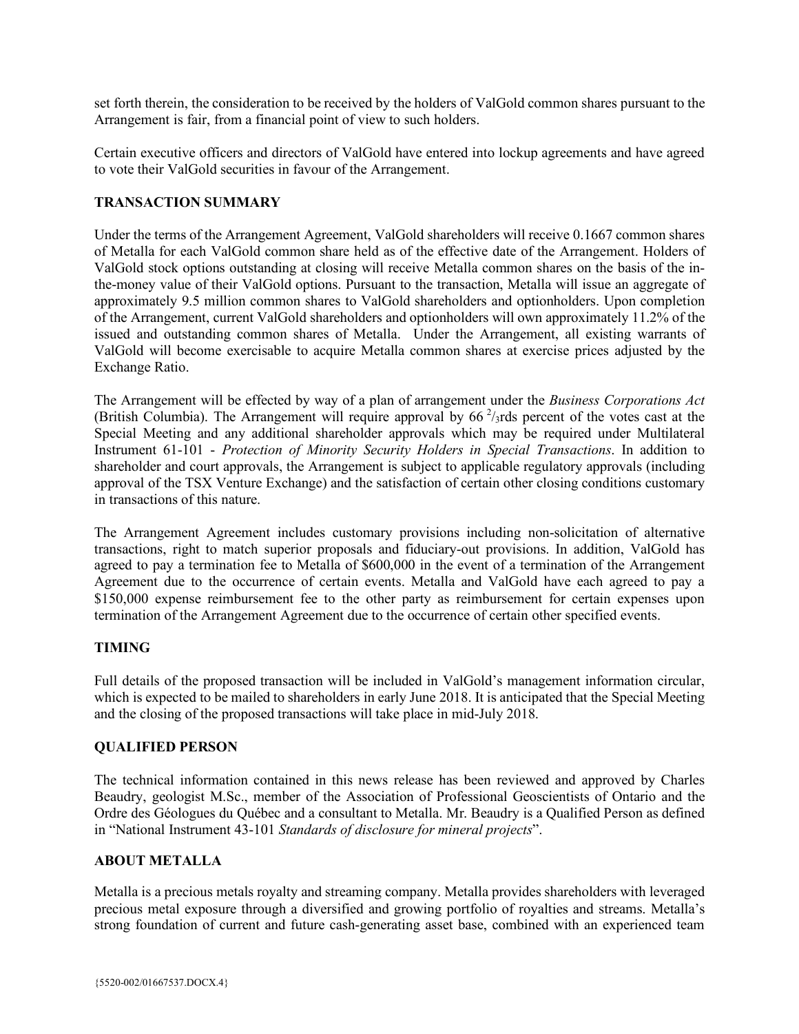set forth therein, the consideration to be received by the holders of ValGold common shares pursuant to the Arrangement is fair, from a financial point of view to such holders.

Certain executive officers and directors of ValGold have entered into lockup agreements and have agreed to vote their ValGold securities in favour of the Arrangement.

## TRANSACTION SUMMARY

Under the terms of the Arrangement Agreement, ValGold shareholders will receive 0.1667 common shares of Metalla for each ValGold common share held as of the effective date of the Arrangement. Holders of ValGold stock options outstanding at closing will receive Metalla common shares on the basis of the in-the-money value of their ValGold options. Pursuant to the transaction, Metalla will issue an aggregate of approximately 9.5 million common shares to ValGold shareholders and optionholders. Upon completion of the Arrangement, current ValGold shareholders and optionholders will own approximately 11.2% of the issued and outstanding common shares of Metalla. Under the Arrangement, all existing warrants of ValGold will become exercisable to acquire Metalla common shares at exercise prices adjusted by the Exchange Ratio.

The Arrangement will be effected by way of a plan of arrangement under the *Business Corporations Act* (British Columbia). The Arrangement will require approval by 66 $^{2}/_{3}$rds percent of the votes cast at the Special Meeting and any additional shareholder approvals which may be required under Multilateral Instrument 61-101 - *Protection of Minority Security Holders in Special Transactions*. In addition to shareholder and court approvals, the Arrangement is subject to applicable regulatory approvals (including approval of the TSX Venture Exchange) and the satisfaction of certain other closing conditions customary in transactions of this nature.

The Arrangement Agreement includes customary provisions including non-solicitation of alternative transactions, right to match superior proposals and fiduciary-out provisions. In addition, ValGold has agreed to pay a termination fee to Metalla of $600,000 in the event of a termination of the Arrangement Agreement due to the occurrence of certain events. Metalla and ValGold have each agreed to pay a $150,000 expense reimbursement fee to the other party as reimbursement for certain expenses upon termination of the Arrangement Agreement due to the occurrence of certain other specified events.

## TIMING

Full details of the proposed transaction will be included in ValGold's management information circular, which is expected to be mailed to shareholders in early June 2018. It is anticipated that the Special Meeting and the closing of the proposed transactions will take place in mid-July 2018.

## QUALIFIED PERSON

The technical information contained in this news release has been reviewed and approved by Charles Beaudry, geologist M.Sc., member of the Association of Professional Geoscientists of Ontario and the Ordre des Géologues du Québec and a consultant to Metalla. Mr. Beaudry is a Qualified Person as defined in "National Instrument 43-101 *Standards of disclosure for mineral projects*".

## ABOUT METALLA

Metalla is a precious metals royalty and streaming company. Metalla provides shareholders with leveraged precious metal exposure through a diversified and growing portfolio of royalties and streams. Metalla's strong foundation of current and future cash-generating asset base, combined with an experienced team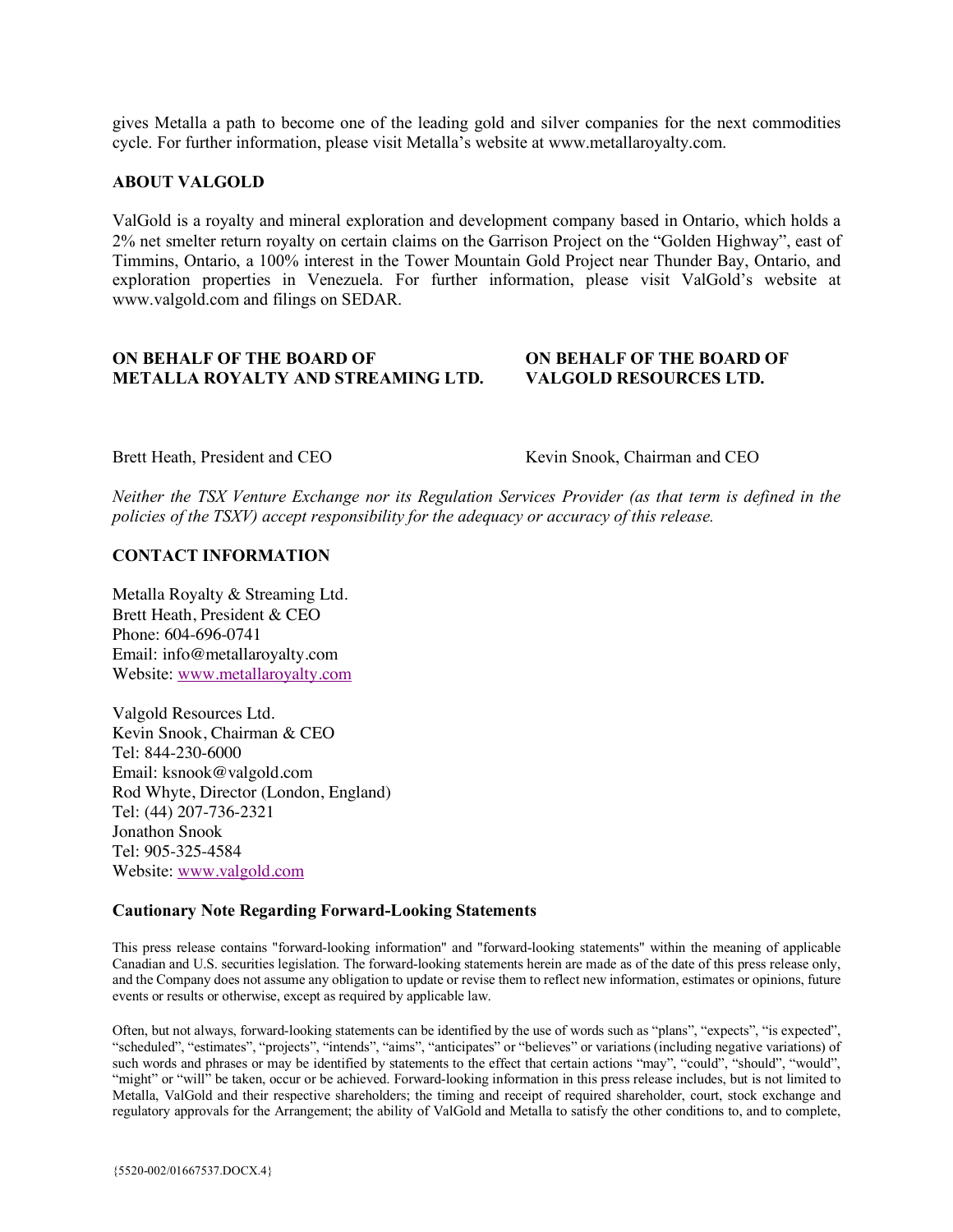gives Metalla a path to become one of the leading gold and silver companies for the next commodities cycle. For further information, please visit Metalla's website at www.metallaroyalty.com.

**ABOUT VALGOLD**

ValGold is a royalty and mineral exploration and development company based in Ontario, which holds a 2% net smelter return royalty on certain claims on the Garrison Project on the "Golden Highway", east of Timmins, Ontario, a 100% interest in the Tower Mountain Gold Project near Thunder Bay, Ontario, and exploration properties in Venezuela. For further information, please visit ValGold's website at www.valgold.com and filings on SEDAR.

**ON BEHALF OF THE BOARD OF METALLA ROYALTY AND STREAMING LTD.**

Brett Heath, President and CEO

**ON BEHALF OF THE BOARD OF VALGOLD RESOURCES LTD.**

Kevin Snook, Chairman and CEO

*Neither the TSX Venture Exchange nor its Regulation Services Provider (as that term is defined in the policies of the TSXV) accept responsibility for the adequacy or accuracy of this release.*

**CONTACT INFORMATION**

Metalla Royalty & Streaming Ltd.
Brett Heath, President & CEO
Phone: 604-696-0741
Email: info@metallaroyalty.com
Website: www.metallaroyalty.com

Valgold Resources Ltd.
Kevin Snook, Chairman & CEO
Tel: 844-230-6000
Email: ksnook@valgold.com
Rod Whyte, Director (London, England)
Tel: (44) 207-736-2321
Jonathon Snook
Tel: 905-325-4584
Website: www.valgold.com

**Cautionary Note Regarding Forward-Looking Statements**

This press release contains "forward-looking information" and "forward-looking statements" within the meaning of applicable Canadian and U.S. securities legislation. The forward-looking statements herein are made as of the date of this press release only, and the Company does not assume any obligation to update or revise them to reflect new information, estimates or opinions, future events or results or otherwise, except as required by applicable law.

Often, but not always, forward-looking statements can be identified by the use of words such as "plans", "expects", "is expected", "scheduled", "estimates", "projects", "intends", "aims", "anticipates" or "believes" or variations (including negative variations) of such words and phrases or may be identified by statements to the effect that certain actions "may", "could", "should", "would", "might" or "will" be taken, occur or be achieved. Forward-looking information in this press release includes, but is not limited to Metalla, ValGold and their respective shareholders; the timing and receipt of required shareholder, court, stock exchange and regulatory approvals for the Arrangement; the ability of ValGold and Metalla to satisfy the other conditions to, and to complete,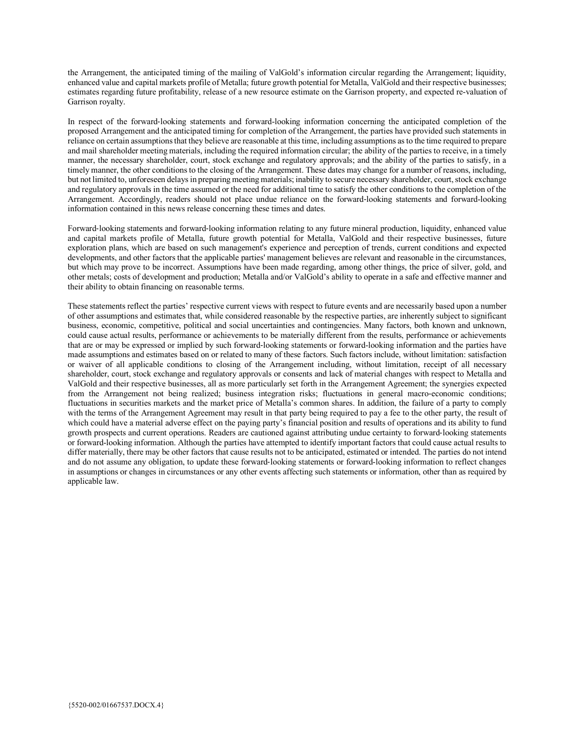the Arrangement, the anticipated timing of the mailing of ValGold's information circular regarding the Arrangement; liquidity, enhanced value and capital markets profile of Metalla; future growth potential for Metalla, ValGold and their respective businesses; estimates regarding future profitability, release of a new resource estimate on the Garrison property, and expected re-valuation of Garrison royalty.

In respect of the forward-looking statements and forward-looking information concerning the anticipated completion of the proposed Arrangement and the anticipated timing for completion of the Arrangement, the parties have provided such statements in reliance on certain assumptions that they believe are reasonable at this time, including assumptions as to the time required to prepare and mail shareholder meeting materials, including the required information circular; the ability of the parties to receive, in a timely manner, the necessary shareholder, court, stock exchange and regulatory approvals; and the ability of the parties to satisfy, in a timely manner, the other conditions to the closing of the Arrangement. These dates may change for a number of reasons, including, but not limited to, unforeseen delays in preparing meeting materials; inability to secure necessary shareholder, court, stock exchange and regulatory approvals in the time assumed or the need for additional time to satisfy the other conditions to the completion of the Arrangement. Accordingly, readers should not place undue reliance on the forward-looking statements and forward-looking information contained in this news release concerning these times and dates.

Forward-looking statements and forward-looking information relating to any future mineral production, liquidity, enhanced value and capital markets profile of Metalla, future growth potential for Metalla, ValGold and their respective businesses, future exploration plans, which are based on such management's experience and perception of trends, current conditions and expected developments, and other factors that the applicable parties' management believes are relevant and reasonable in the circumstances, but which may prove to be incorrect. Assumptions have been made regarding, among other things, the price of silver, gold, and other metals; costs of development and production; Metalla and/or ValGold's ability to operate in a safe and effective manner and their ability to obtain financing on reasonable terms.

These statements reflect the parties' respective current views with respect to future events and are necessarily based upon a number of other assumptions and estimates that, while considered reasonable by the respective parties, are inherently subject to significant business, economic, competitive, political and social uncertainties and contingencies. Many factors, both known and unknown, could cause actual results, performance or achievements to be materially different from the results, performance or achievements that are or may be expressed or implied by such forward-looking statements or forward-looking information and the parties have made assumptions and estimates based on or related to many of these factors. Such factors include, without limitation: satisfaction or waiver of all applicable conditions to closing of the Arrangement including, without limitation, receipt of all necessary shareholder, court, stock exchange and regulatory approvals or consents and lack of material changes with respect to Metalla and ValGold and their respective businesses, all as more particularly set forth in the Arrangement Agreement; the synergies expected from the Arrangement not being realized; business integration risks; fluctuations in general macro-economic conditions; fluctuations in securities markets and the market price of Metalla's common shares. In addition, the failure of a party to comply with the terms of the Arrangement Agreement may result in that party being required to pay a fee to the other party, the result of which could have a material adverse effect on the paying party's financial position and results of operations and its ability to fund growth prospects and current operations. Readers are cautioned against attributing undue certainty to forward-looking statements or forward-looking information. Although the parties have attempted to identify important factors that could cause actual results to differ materially, there may be other factors that cause results not to be anticipated, estimated or intended. The parties do not intend and do not assume any obligation, to update these forward-looking statements or forward-looking information to reflect changes in assumptions or changes in circumstances or any other events affecting such statements or information, other than as required by applicable law.